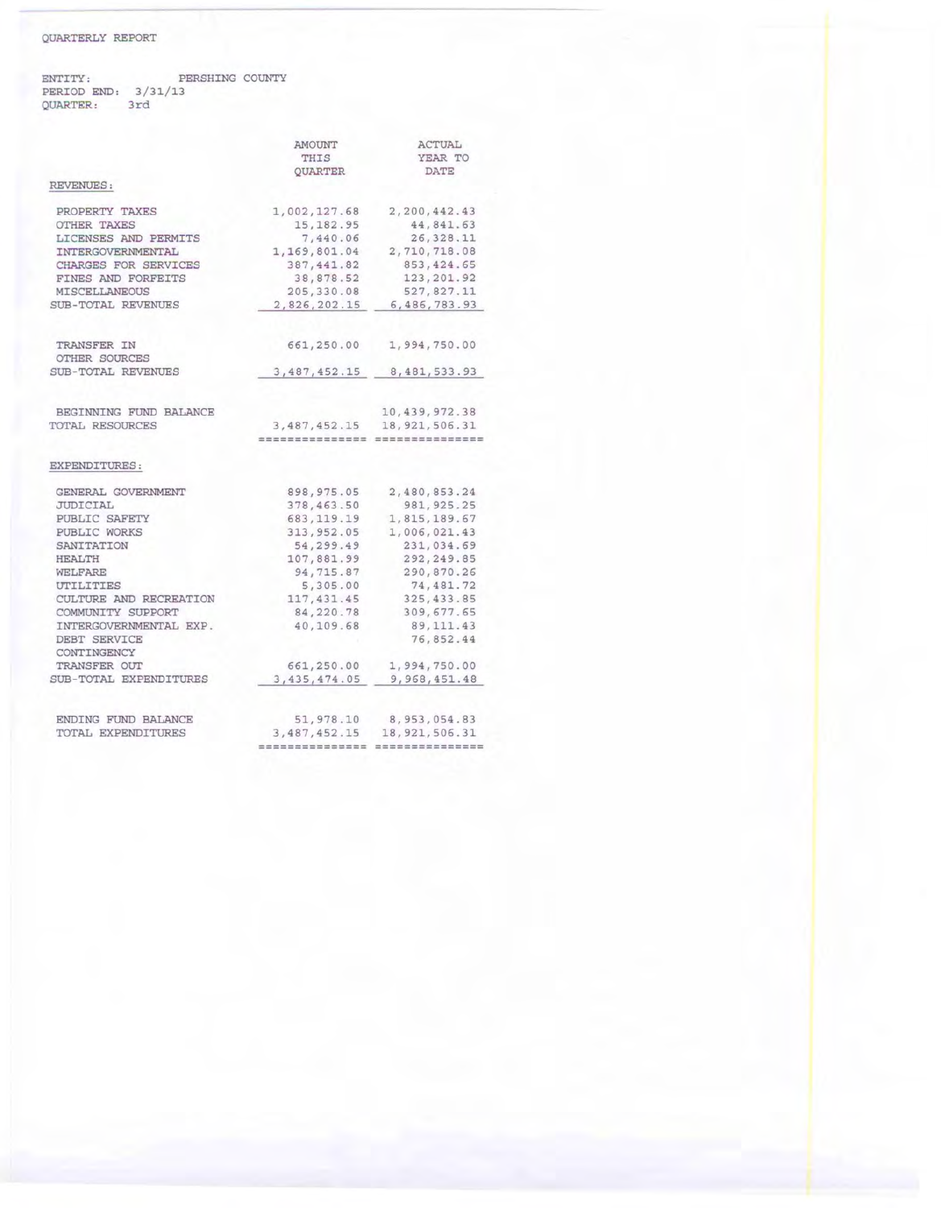QUARTERLY REPORT

ENTITY: PERSHING COUNTY
PERIOD END: 3/31/13
QUARTER: 3rd

| | AMOUNT THIS QUARTER | ACTUAL YEAR TO DATE |
|---|---|---|
| REVENUES: | | |
| PROPERTY TAXES | 1,002,127.68 | 2,200,442.43 |
| OTHER TAXES | 15,182.95 | 44,841.63 |
| LICENSES AND PERMITS | 7,440.06 | 26,328.11 |
| INTERGOVERNMENTAL | 1,169,801.04 | 2,710,718.08 |
| CHARGES FOR SERVICES | 387,441.82 | 853,424.65 |
| FINES AND FORFEITS | 38,878.52 | 123,201.92 |
| MISCELLANEOUS | 205,330.08 | 527,827.11 |
| SUB-TOTAL REVENUES | 2,826,202.15 | 6,486,783.93 |
| | | |
| TRANSFER IN | 661,250.00 | 1,994,750.00 |
| OTHER SOURCES | | |
| SUB-TOTAL REVENUES | 3,487,452.15 | 8,481,533.93 |
| | | |
| BEGINNING FUND BALANCE | | 10,439,972.38 |
| TOTAL RESOURCES | 3,487,452.15 | 18,921,506.31 |
| | | |
| EXPENDITURES: | | |
| GENERAL GOVERNMENT | 898,975.05 | 2,480,853.24 |
| JUDICIAL | 378,463.50 | 981,925.25 |
| PUBLIC SAFETY | 683,119.19 | 1,815,189.67 |
| PUBLIC WORKS | 313,952.05 | 1,006,021.43 |
| SANITATION | 54,299.49 | 231,034.69 |
| HEALTH | 107,881.99 | 292,249.85 |
| WELFARE | 94,715.87 | 290,870.26 |
| UTILITIES | 5,305.00 | 74,481.72 |
| CULTURE AND RECREATION | 117,431.45 | 325,433.85 |
| COMMUNITY SUPPORT | 84,220.78 | 309,677.65 |
| INTERGOVERNMENTAL EXP. | 40,109.68 | 89,111.43 |
| DEBT SERVICE | | 76,852.44 |
| CONTINGENCY | | |
| TRANSFER OUT | 661,250.00 | 1,994,750.00 |
| SUB-TOTAL EXPENDITURES | 3,435,474.05 | 9,968,451.48 |
| | | |
| ENDING FUND BALANCE | 51,978.10 | 8,953,054.83 |
| TOTAL EXPENDITURES | 3,487,452.15 | 18,921,506.31 |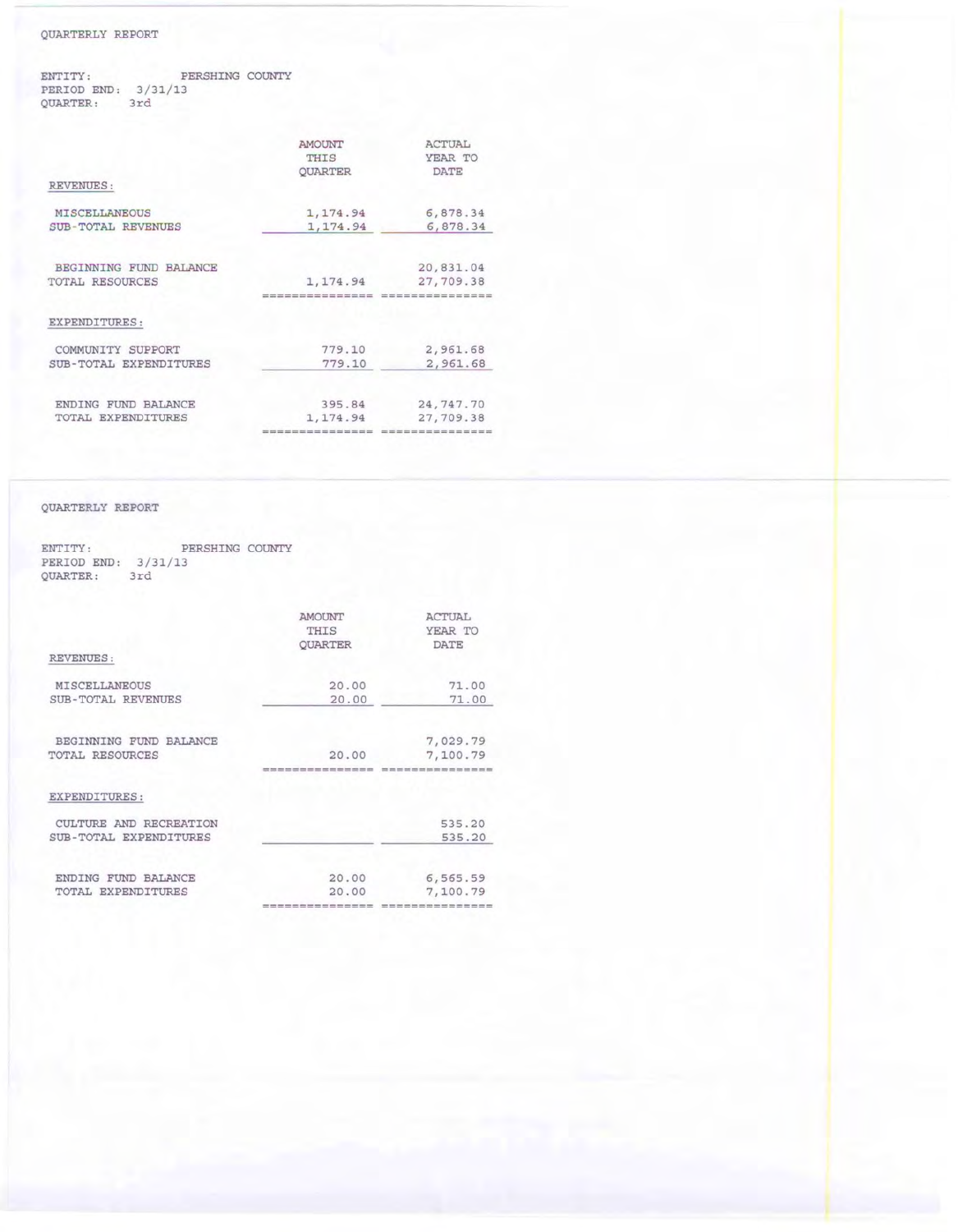QUARTERLY REPORT

ENTITY: PERSHING COUNTY
PERIOD END: 3/31/13
QUARTER: 3rd

| | AMOUNT THIS QUARTER | ACTUAL YEAR TO DATE |
|---|---|---|
| REVENUES: | | |
| MISCELLANEOUS | 1,174.94 | 6,878.34 |
| SUB-TOTAL REVENUES | 1,174.94 | 6,878.34 |
| BEGINNING FUND BALANCE | | 20,831.04 |
| TOTAL RESOURCES | 1,174.94 | 27,709.38 |
| EXPENDITURES: | | |
| COMMUNITY SUPPORT | 779.10 | 2,961.68 |
| SUB-TOTAL EXPENDITURES | 779.10 | 2,961.68 |
| ENDING FUND BALANCE | 395.84 | 24,747.70 |
| TOTAL EXPENDITURES | 1,174.94 | 27,709.38 |

QUARTERLY REPORT

ENTITY: PERSHING COUNTY
PERIOD END: 3/31/13
QUARTER: 3rd

| | AMOUNT THIS QUARTER | ACTUAL YEAR TO DATE |
|---|---|---|
| REVENUES: | | |
| MISCELLANEOUS | 20.00 | 71.00 |
| SUB-TOTAL REVENUES | 20.00 | 71.00 |
| BEGINNING FUND BALANCE | | 7,029.79 |
| TOTAL RESOURCES | 20.00 | 7,100.79 |
| EXPENDITURES: | | |
| CULTURE AND RECREATION | | 535.20 |
| SUB-TOTAL EXPENDITURES | | 535.20 |
| ENDING FUND BALANCE | 20.00 | 6,565.59 |
| TOTAL EXPENDITURES | 20.00 | 7,100.79 |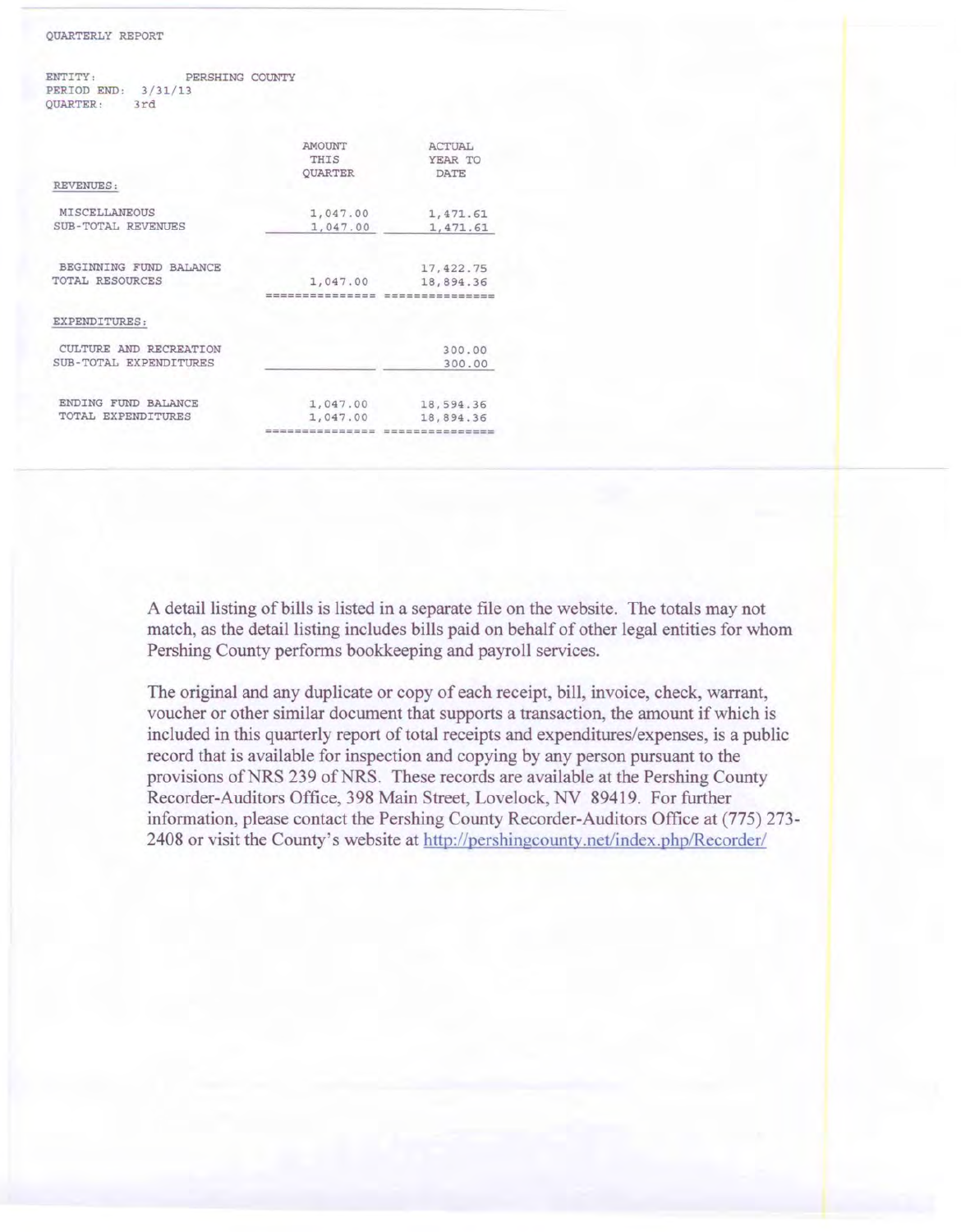QUARTERLY REPORT

ENTITY: PERSHING COUNTY
PERIOD END: 3/31/13
QUARTER: 3rd

| | AMOUNT THIS QUARTER | ACTUAL YEAR TO DATE |
|---|---|---|
| REVENUES: | | |
| MISCELLANEOUS | 1,047.00 | 1,471.61 |
| SUB-TOTAL REVENUES | 1,047.00 | 1,471.61 |
| BEGINNING FUND BALANCE | | 17,422.75 |
| TOTAL RESOURCES | 1,047.00 | 18,894.36 |
| EXPENDITURES: | | |
| CULTURE AND RECREATION | | 300.00 |
| SUB-TOTAL EXPENDITURES | | 300.00 |
| ENDING FUND BALANCE | 1,047.00 | 18,594.36 |
| TOTAL EXPENDITURES | 1,047.00 | 18,894.36 |

A detail listing of bills is listed in a separate file on the website. The totals may not match, as the detail listing includes bills paid on behalf of other legal entities for whom Pershing County performs bookkeeping and payroll services.

The original and any duplicate or copy of each receipt, bill, invoice, check, warrant, voucher or other similar document that supports a transaction, the amount if which is included in this quarterly report of total receipts and expenditures/expenses, is a public record that is available for inspection and copying by any person pursuant to the provisions of NRS 239 of NRS. These records are available at the Pershing County Recorder-Auditors Office, 398 Main Street, Lovelock, NV 89419. For further information, please contact the Pershing County Recorder-Auditors Office at (775) 273-2408 or visit the County's website at http://pershingcounty.net/index.php/Recorder/